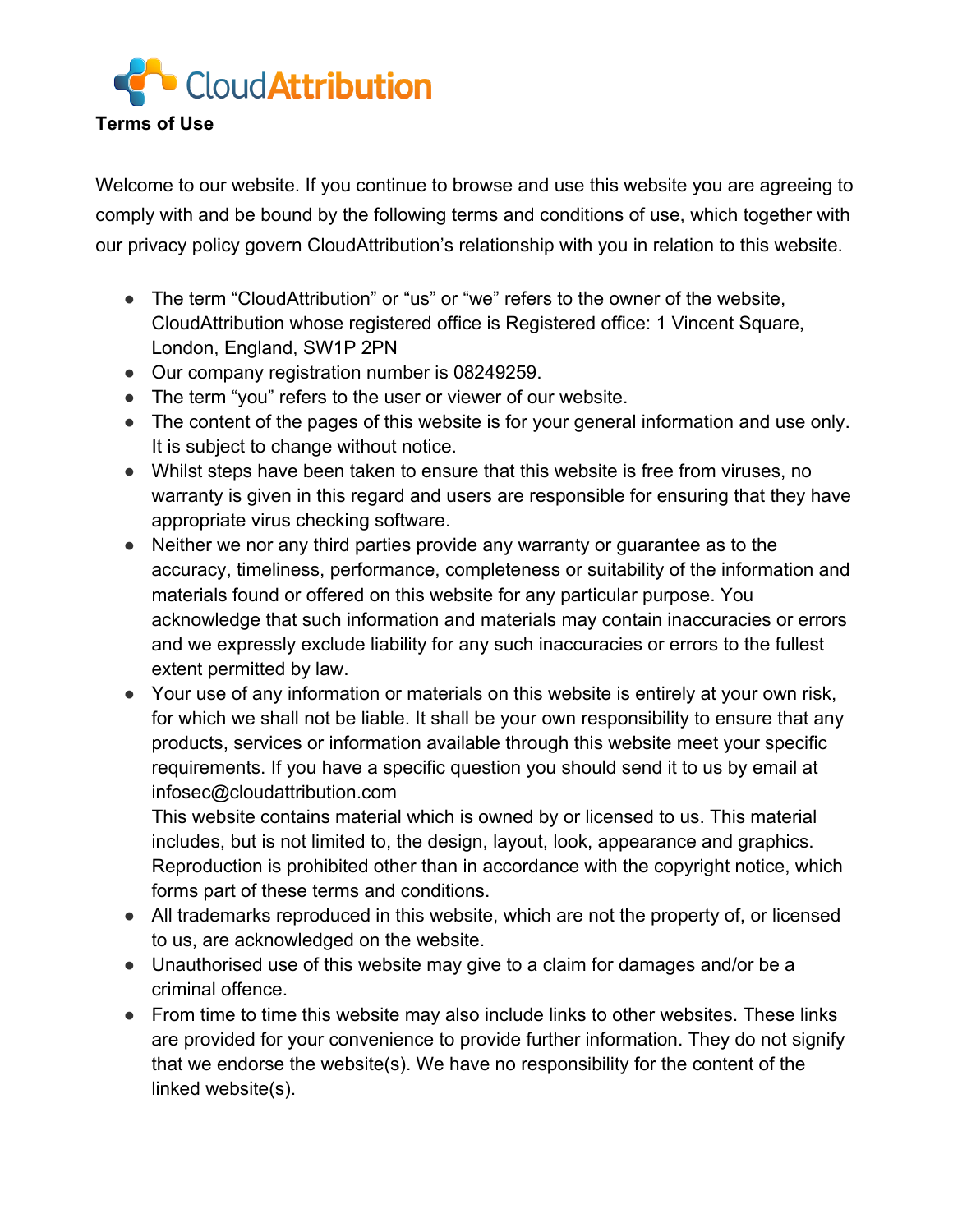CloudAttribution

**Terms of Use**

Welcome to our website. If you continue to browse and use this website you are agreeing to comply with and be bound by the following terms and conditions of use, which together with our privacy policy govern CloudAttribution's relationship with you in relation to this website.

- The term "CloudAttribution" or "us" or "we" refers to the owner of the website, CloudAttribution whose registered office is Registered office: 1 Vincent Square, London, England, SW1P 2PN
- Our company registration number is 08249259.
- The term "you" refers to the user or viewer of our website.
- The content of the pages of this website is for your general information and use only. It is subject to change without notice.
- Whilst steps have been taken to ensure that this website is free from viruses, no warranty is given in this regard and users are responsible for ensuring that they have appropriate virus checking software.
- Neither we nor any third parties provide any warranty or guarantee as to the accuracy, timeliness, performance, completeness or suitability of the information and materials found or offered on this website for any particular purpose. You acknowledge that such information and materials may contain inaccuracies or errors and we expressly exclude liability for any such inaccuracies or errors to the fullest extent permitted by law.
- Your use of any information or materials on this website is entirely at your own risk, for which we shall not be liable. It shall be your own responsibility to ensure that any products, services or information available through this website meet your specific requirements. If you have a specific question you should send it to us by email at infosec@cloudattribution.com
  This website contains material which is owned by or licensed to us. This material includes, but is not limited to, the design, layout, look, appearance and graphics. Reproduction is prohibited other than in accordance with the copyright notice, which forms part of these terms and conditions.
- All trademarks reproduced in this website, which are not the property of, or licensed to us, are acknowledged on the website.
- Unauthorised use of this website may give to a claim for damages and/or be a criminal offence.
- From time to time this website may also include links to other websites. These links are provided for your convenience to provide further information. They do not signify that we endorse the website(s). We have no responsibility for the content of the linked website(s).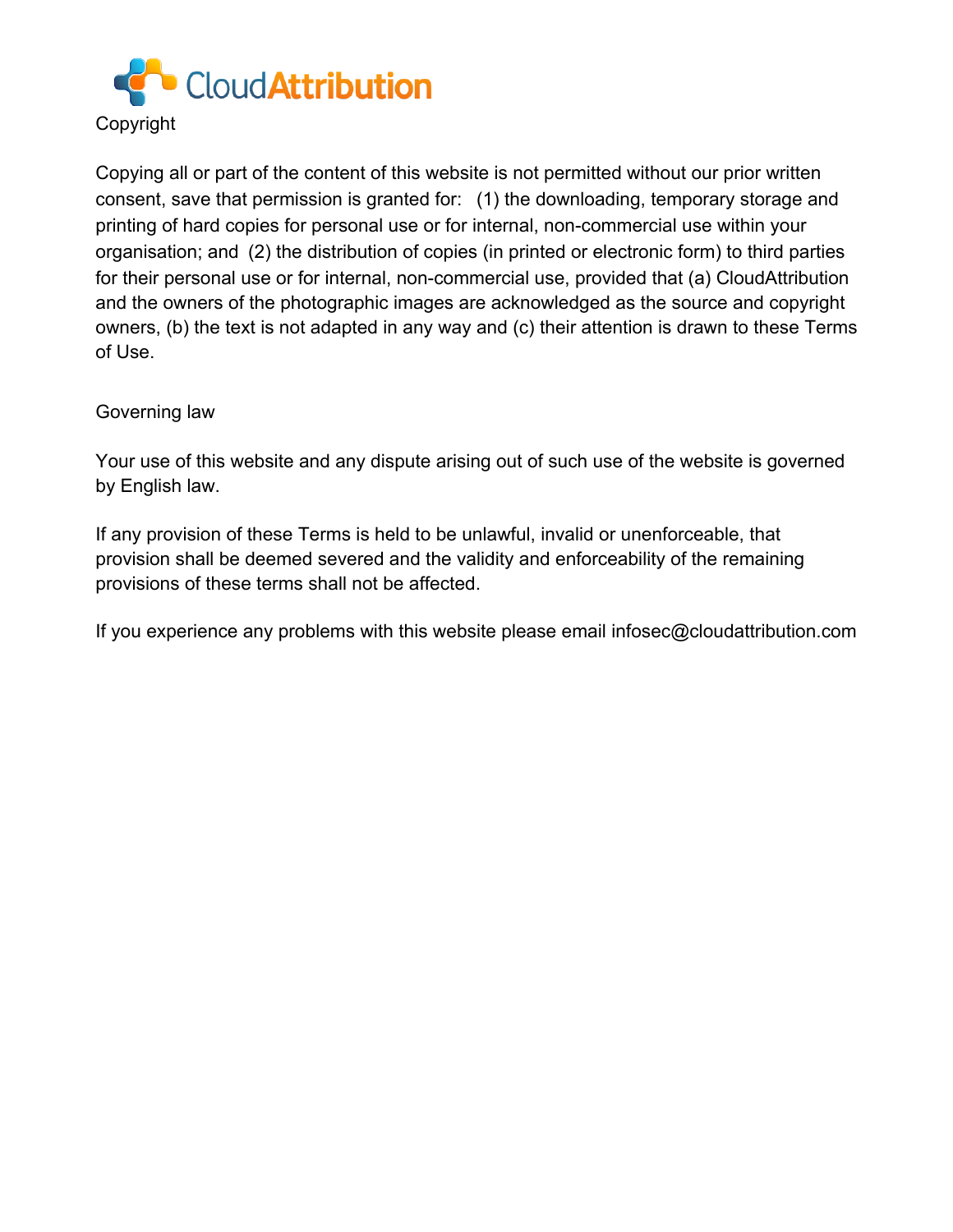## Copyright

Copying all or part of the content of this website is not permitted without our prior written consent, save that permission is granted for: (1) the downloading, temporary storage and printing of hard copies for personal use or for internal, non-commercial use within your organisation; and (2) the distribution of copies (in printed or electronic form) to third parties for their personal use or for internal, non-commercial use, provided that (a) CloudAttribution and the owners of the photographic images are acknowledged as the source and copyright owners, (b) the text is not adapted in any way and (c) their attention is drawn to these Terms of Use.

## Governing law

Your use of this website and any dispute arising out of such use of the website is governed by English law.

If any provision of these Terms is held to be unlawful, invalid or unenforceable, that provision shall be deemed severed and the validity and enforceability of the remaining provisions of these terms shall not be affected.

If you experience any problems with this website please email infosec@cloudattribution.com